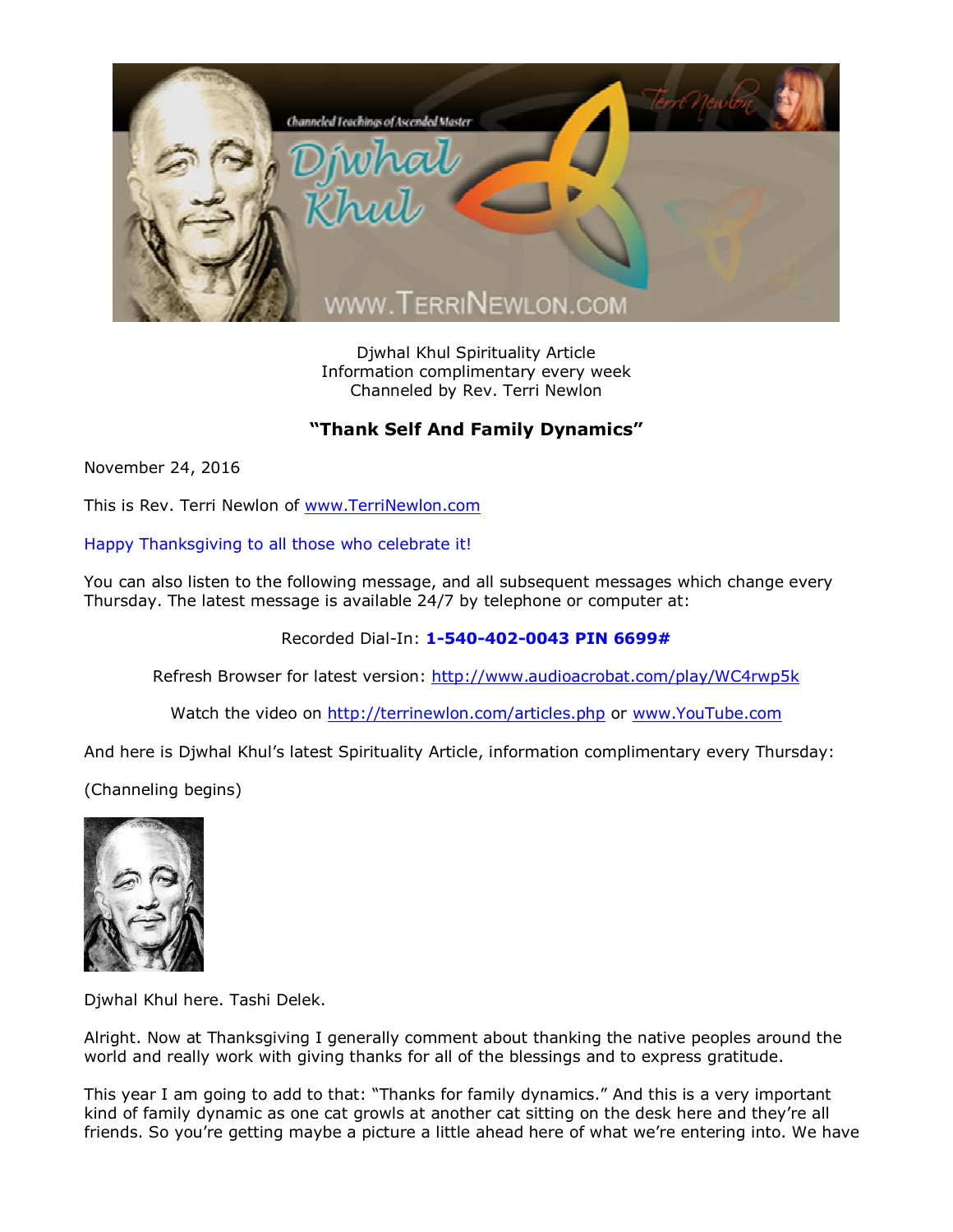Djwhal Khul Spirituality Article
Information complimentary every week
Channeled by Rev. Terri Newlon

## "Thank Self And Family Dynamics"

November 24, 2016

This is Rev. Terri Newlon of www.TerriNewlon.com

Happy Thanksgiving to all those who celebrate it!

You can also listen to the following message, and all subsequent messages which change every Thursday. The latest message is available 24/7 by telephone or computer at:

Recorded Dial-In: **1-540-402-0043 PIN 6699#**

Refresh Browser for latest version: http://www.audioacrobat.com/play/WC4rwp5k

Watch the video on http://terrinewlon.com/articles.php or www.YouTube.com

And here is Djwhal Khul's latest Spirituality Article, information complimentary every Thursday:

(Channeling begins)

Djwhal Khul here. Tashi Delek.

Alright. Now at Thanksgiving I generally comment about thanking the native peoples around the world and really work with giving thanks for all of the blessings and to express gratitude.

This year I am going to add to that: "Thanks for family dynamics." And this is a very important kind of family dynamic as one cat growls at another cat sitting on the desk here and they're all friends. So you're getting maybe a picture a little ahead here of what we're entering into. We have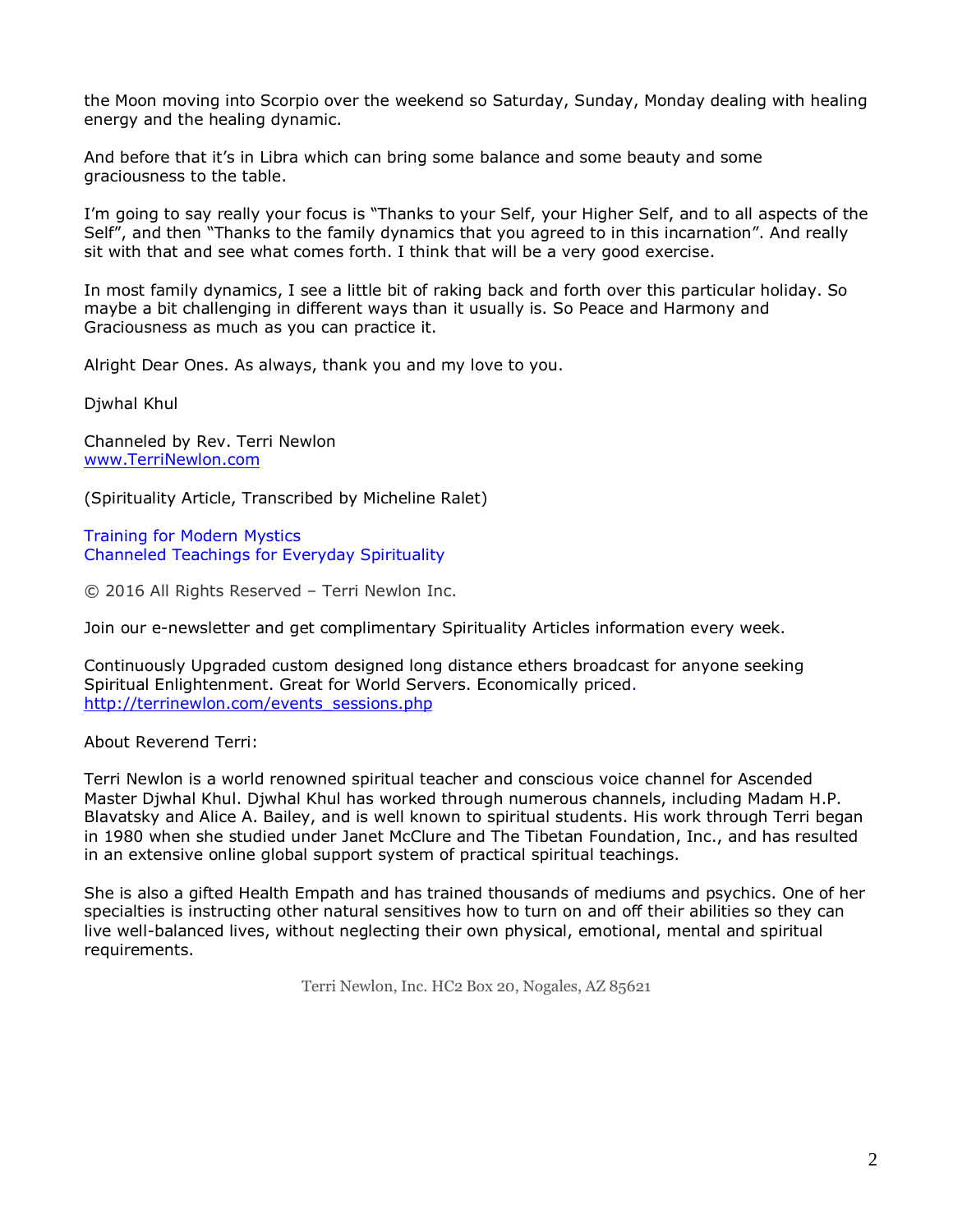the Moon moving into Scorpio over the weekend so Saturday, Sunday, Monday dealing with healing energy and the healing dynamic.

And before that it's in Libra which can bring some balance and some beauty and some graciousness to the table.

I'm going to say really your focus is "Thanks to your Self, your Higher Self, and to all aspects of the Self", and then "Thanks to the family dynamics that you agreed to in this incarnation". And really sit with that and see what comes forth. I think that will be a very good exercise.

In most family dynamics, I see a little bit of raking back and forth over this particular holiday. So maybe a bit challenging in different ways than it usually is. So Peace and Harmony and Graciousness as much as you can practice it.

Alright Dear Ones. As always, thank you and my love to you.

Djwhal Khul

Channeled by Rev. Terri Newlon
www.TerriNewlon.com

(Spirituality Article, Transcribed by Micheline Ralet)

Training for Modern Mystics
Channeled Teachings for Everyday Spirituality

© 2016 All Rights Reserved – Terri Newlon Inc.

Join our e-newsletter and get complimentary Spirituality Articles information every week.

Continuously Upgraded custom designed long distance ethers broadcast for anyone seeking Spiritual Enlightenment. Great for World Servers. Economically priced.
http://terrinewlon.com/events_sessions.php

About Reverend Terri:

Terri Newlon is a world renowned spiritual teacher and conscious voice channel for Ascended Master Djwhal Khul. Djwhal Khul has worked through numerous channels, including Madam H.P. Blavatsky and Alice A. Bailey, and is well known to spiritual students. His work through Terri began in 1980 when she studied under Janet McClure and The Tibetan Foundation, Inc., and has resulted in an extensive online global support system of practical spiritual teachings.

She is also a gifted Health Empath and has trained thousands of mediums and psychics. One of her specialties is instructing other natural sensitives how to turn on and off their abilities so they can live well-balanced lives, without neglecting their own physical, emotional, mental and spiritual requirements.

Terri Newlon, Inc. HC2 Box 20, Nogales, AZ 85621